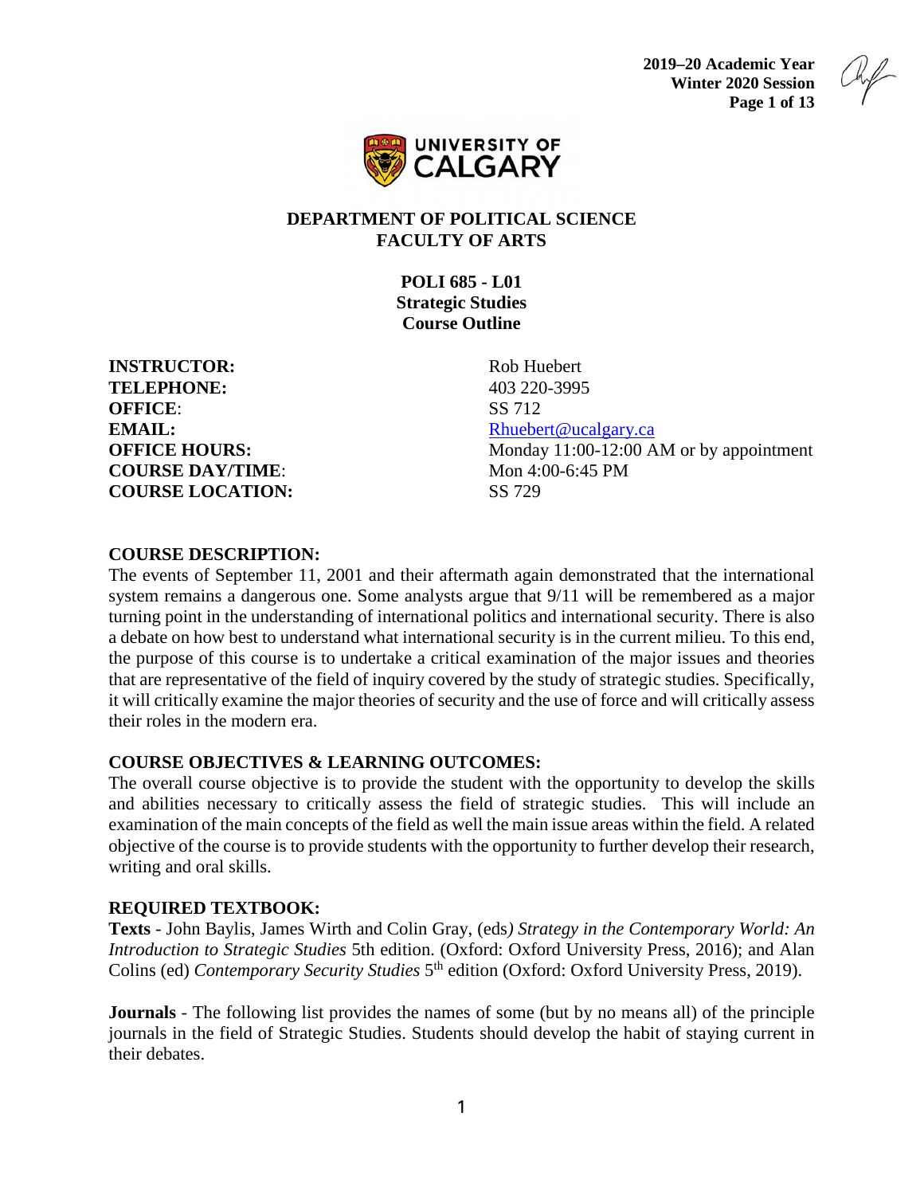**2019–20 Academic Year**
**Winter 2020 Session**

UNIVERSITY OF CALGARY

# DEPARTMENT OF POLITICAL SCIENCE
# FACULTY OF ARTS

## POLI 685 - L01
## Strategic Studies
## Course Outline

| | |
|---|---|
| **INSTRUCTOR:** | Rob Huebert |
| **TELEPHONE:** | 403 220-3995 |
| **OFFICE**: | SS 712 |
| **EMAIL:** | Rhuebert@ucalgary.ca |
| **OFFICE HOURS:** | Monday 11:00-12:00 AM or by appointment |
| **COURSE DAY/TIME**: | Mon 4:00-6:45 PM |
| **COURSE LOCATION:** | SS 729 |

### COURSE DESCRIPTION:

The events of September 11, 2001 and their aftermath again demonstrated that the international system remains a dangerous one. Some analysts argue that 9/11 will be remembered as a major turning point in the understanding of international politics and international security. There is also a debate on how best to understand what international security is in the current milieu. To this end, the purpose of this course is to undertake a critical examination of the major issues and theories that are representative of the field of inquiry covered by the study of strategic studies. Specifically, it will critically examine the major theories of security and the use of force and will critically assess their roles in the modern era.

### COURSE OBJECTIVES & LEARNING OUTCOMES:

The overall course objective is to provide the student with the opportunity to develop the skills and abilities necessary to critically assess the field of strategic studies. This will include an examination of the main concepts of the field as well the main issue areas within the field. A related objective of the course is to provide students with the opportunity to further develop their research, writing and oral skills.

### REQUIRED TEXTBOOK:

**Texts** - John Baylis, James Wirth and Colin Gray, (eds*) Strategy in the Contemporary World: An Introduction to Strategic Studies* 5th edition. (Oxford: Oxford University Press, 2016); and Alan Colins (ed) *Contemporary Security Studies* 5th edition (Oxford: Oxford University Press, 2019).

**Journals** - The following list provides the names of some (but by no means all) of the principle journals in the field of Strategic Studies. Students should develop the habit of staying current in their debates.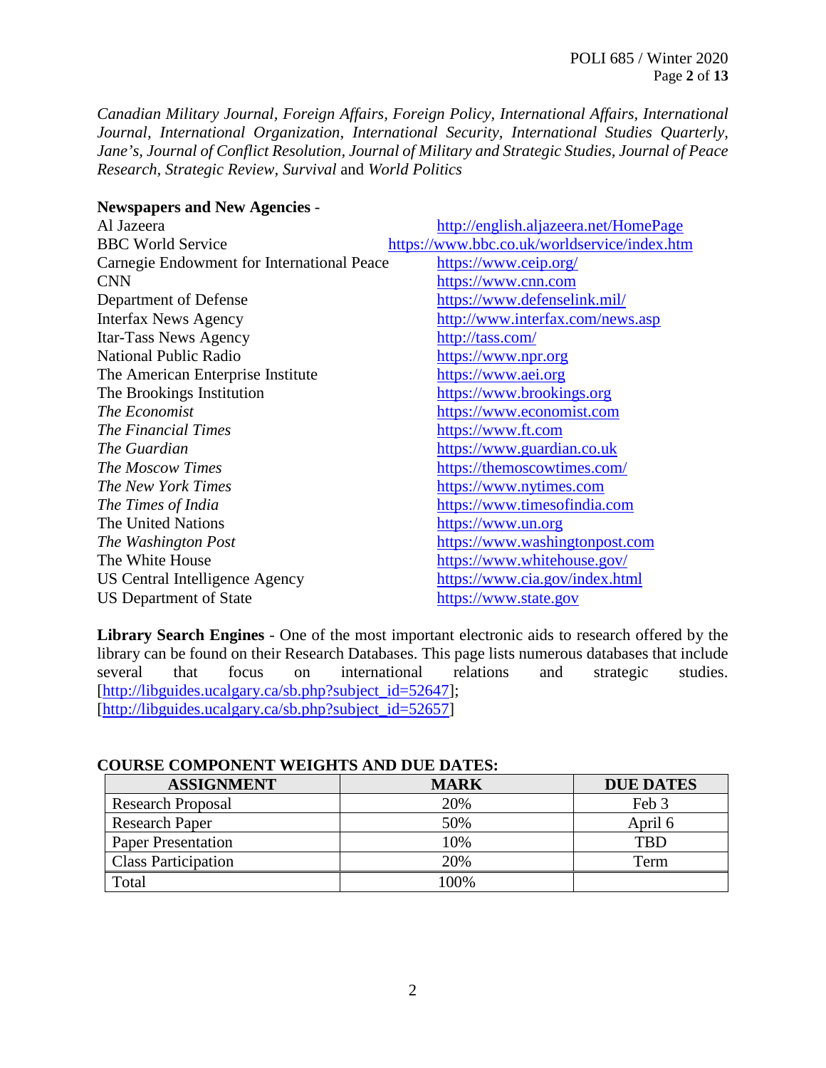*Canadian Military Journal*, *Foreign Affairs*, *Foreign Policy*, *International Affairs*, *International Journal*, *International Organization*, *International Security*, *International Studies Quarterly*, *Jane's*, *Journal of Conflict Resolution*, *Journal of Military and Strategic Studies*, *Journal of Peace Research*, *Strategic Review*, *Survival* and *World Politics*

**Newspapers and New Agencies** -

| | |
|---|---|
| Al Jazeera | http://english.aljazeera.net/HomePage |
| BBC World Service | https://www.bbc.co.uk/worldservice/index.htm |
| Carnegie Endowment for International Peace | https://www.ceip.org/ |
| CNN | https://www.cnn.com |
| Department of Defense | https://www.defenselink.mil/ |
| Interfax News Agency | http://www.interfax.com/news.asp |
| Itar-Tass News Agency | http://tass.com/ |
| National Public Radio | https://www.npr.org |
| The American Enterprise Institute | https://www.aei.org |
| The Brookings Institution | https://www.brookings.org |
| *The Economist* | https://www.economist.com |
| *The Financial Times* | https://www.ft.com |
| *The Guardian* | https://www.guardian.co.uk |
| *The Moscow Times* | https://themoscowtimes.com/ |
| *The New York Times* | https://www.nytimes.com |
| *The Times of India* | https://www.timesofindia.com |
| The United Nations | https://www.un.org |
| *The Washington Post* | https://www.washingtonpost.com |
| The White House | https://www.whitehouse.gov/ |
| US Central Intelligence Agency | https://www.cia.gov/index.html |
| US Department of State | https://www.state.gov |

**Library Search Engines** - One of the most important electronic aids to research offered by the library can be found on their Research Databases. This page lists numerous databases that include several that focus on international relations and strategic studies. [http://libguides.ucalgary.ca/sb.php?subject_id=52647]; [http://libguides.ucalgary.ca/sb.php?subject_id=52657]

**COURSE COMPONENT WEIGHTS AND DUE DATES:**

| ASSIGNMENT | MARK | DUE DATES |
|---|---|---|
| Research Proposal | 20% | Feb 3 |
| Research Paper | 50% | April 6 |
| Paper Presentation | 10% | TBD |
| Class Participation | 20% | Term |
| Total | 100% | |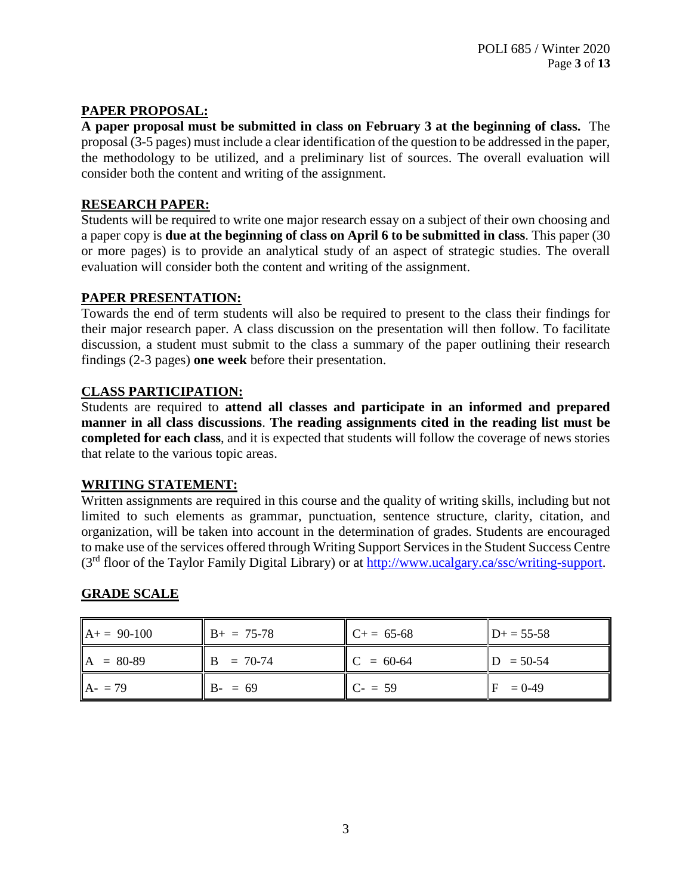## PAPER PROPOSAL:

**A paper proposal must be submitted in class on February 3 at the beginning of class.** The proposal (3-5 pages) must include a clear identification of the question to be addressed in the paper, the methodology to be utilized, and a preliminary list of sources. The overall evaluation will consider both the content and writing of the assignment.

## RESEARCH PAPER:

Students will be required to write one major research essay on a subject of their own choosing and a paper copy is **due at the beginning of class on April 6 to be submitted in class**. This paper (30 or more pages) is to provide an analytical study of an aspect of strategic studies. The overall evaluation will consider both the content and writing of the assignment.

## PAPER PRESENTATION:

Towards the end of term students will also be required to present to the class their findings for their major research paper. A class discussion on the presentation will then follow. To facilitate discussion, a student must submit to the class a summary of the paper outlining their research findings (2-3 pages) **one week** before their presentation.

## CLASS PARTICIPATION:

Students are required to **attend all classes and participate in an informed and prepared manner in all class discussions**. **The reading assignments cited in the reading list must be completed for each class**, and it is expected that students will follow the coverage of news stories that relate to the various topic areas.

## WRITING STATEMENT:

Written assignments are required in this course and the quality of writing skills, including but not limited to such elements as grammar, punctuation, sentence structure, clarity, citation, and organization, will be taken into account in the determination of grades. Students are encouraged to make use of the services offered through Writing Support Services in the Student Success Centre (3rd floor of the Taylor Family Digital Library) or at http://www.ucalgary.ca/ssc/writing-support.

## GRADE SCALE

| | | | |
|---|---|---|---|
| A+ = 90-100 | B+ = 75-78 | C+ = 65-68 | D+ = 55-58 |
| A = 80-89 | B = 70-74 | C = 60-64 | D = 50-54 |
| A- = 79 | B- = 69 | C- = 59 | F = 0-49 |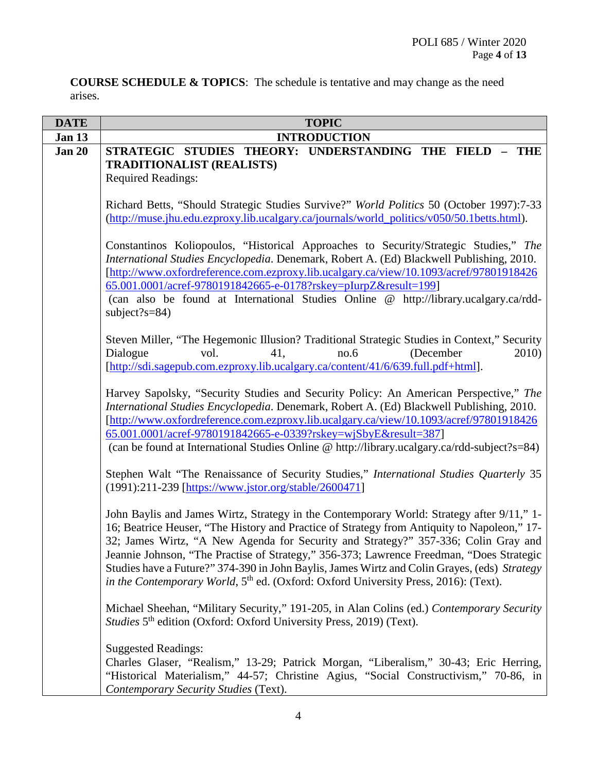**COURSE SCHEDULE & TOPICS**: The schedule is tentative and may change as the need arises.

| DATE | TOPIC |
|---|---|
| **Jan 13** | **INTRODUCTION** |
| **Jan 20** | **STRATEGIC STUDIES THEORY: UNDERSTANDING THE FIELD – THE TRADITIONALIST (REALISTS)**<br>Required Readings:<br><br>Richard Betts, "Should Strategic Studies Survive?" *World Politics* 50 (October 1997):7-33 (http://muse.jhu.edu.ezproxy.lib.ucalgary.ca/journals/world_politics/v050/50.1betts.html).<br><br>Constantinos Koliopoulos, "Historical Approaches to Security/Strategic Studies," *The International Studies Encyclopedia*. Denemark, Robert A. (Ed) Blackwell Publishing, 2010. [http://www.oxfordreference.com.ezproxy.lib.ucalgary.ca/view/10.1093/acref/9780191842665.001.0001/acref-9780191842665-e-0178?rskey=pIurpZ&result=199] (can also be found at International Studies Online @ http://library.ucalgary.ca/rdd-subject?s=84)<br><br>Steven Miller, "The Hegemonic Illusion? Traditional Strategic Studies in Context," Security Dialogue vol. 41, no.6 (December 2010) [http://sdi.sagepub.com.ezproxy.lib.ucalgary.ca/content/41/6/639.full.pdf+html].<br><br>Harvey Sapolsky, "Security Studies and Security Policy: An American Perspective," *The International Studies Encyclopedia*. Denemark, Robert A. (Ed) Blackwell Publishing, 2010. [http://www.oxfordreference.com.ezproxy.lib.ucalgary.ca/view/10.1093/acref/9780191842665.001.0001/acref-9780191842665-e-0339?rskey=wjSbyE&result=387] (can be found at International Studies Online @ http://library.ucalgary.ca/rdd-subject?s=84)<br><br>Stephen Walt "The Renaissance of Security Studies," *International Studies Quarterly* 35 (1991):211-239 [https://www.jstor.org/stable/2600471]<br><br>John Baylis and James Wirtz, Strategy in the Contemporary World: Strategy after 9/11," 1-16; Beatrice Heuser, "The History and Practice of Strategy from Antiquity to Napoleon," 17-32; James Wirtz, "A New Agenda for Security and Strategy?" 357-336; Colin Gray and Jeannie Johnson, "The Practise of Strategy," 356-373; Lawrence Freedman, "Does Strategic Studies have a Future?" 374-390 in John Baylis, James Wirtz and Colin Grayes, (eds) *Strategy in the Contemporary World*, 5th ed. (Oxford: Oxford University Press, 2016): (Text).<br><br>Michael Sheehan, "Military Security," 191-205, in Alan Colins (ed.) *Contemporary Security Studies* 5th edition (Oxford: Oxford University Press, 2019) (Text).<br><br>Suggested Readings:<br>Charles Glaser, "Realism," 13-29; Patrick Morgan, "Liberalism," 30-43; Eric Herring, "Historical Materialism," 44-57; Christine Agius, "Social Constructivism," 70-86, in *Contemporary Security Studies* (Text). |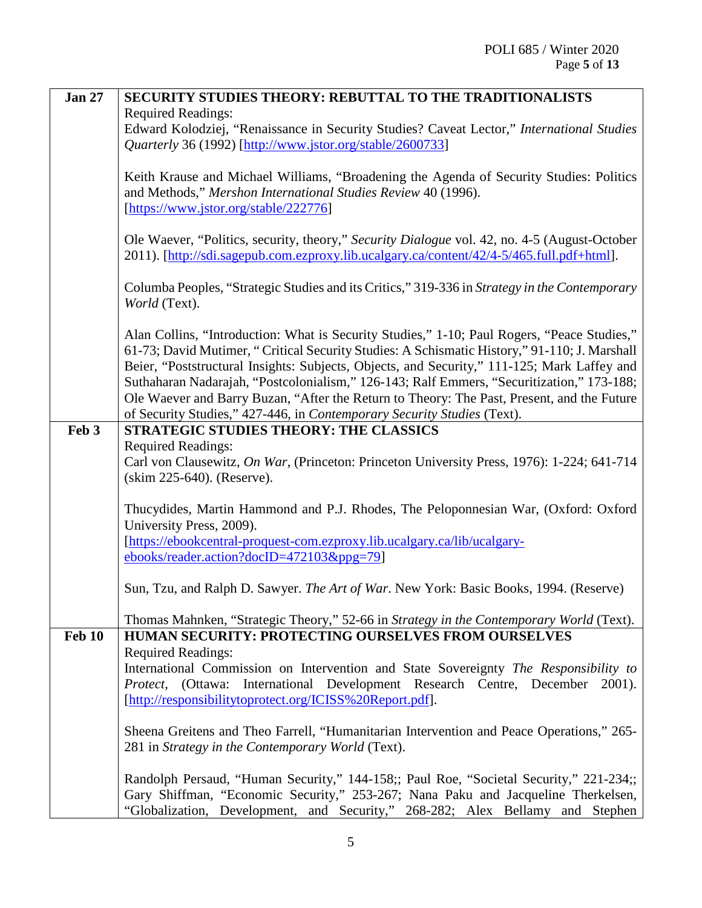| | |
|---|---|
| **Jan 27** | **SECURITY STUDIES THEORY: REBUTTAL TO THE TRADITIONALISTS**<br>Required Readings:<br>Edward Kolodziej, "Renaissance in Security Studies? Caveat Lector," *International Studies Quarterly* 36 (1992) [http://www.jstor.org/stable/2600733]<br><br>Keith Krause and Michael Williams, "Broadening the Agenda of Security Studies: Politics and Methods," *Mershon International Studies Review* 40 (1996). [https://www.jstor.org/stable/222776]<br><br>Ole Waever, "Politics, security, theory," *Security Dialogue* vol. 42, no. 4-5 (August-October 2011). [http://sdi.sagepub.com.ezproxy.lib.ucalgary.ca/content/42/4-5/465.full.pdf+html].<br><br>Columba Peoples, "Strategic Studies and its Critics," 319-336 in *Strategy in the Contemporary World* (Text).<br><br>Alan Collins, "Introduction: What is Security Studies," 1-10; Paul Rogers, "Peace Studies," 61-73; David Mutimer, " Critical Security Studies: A Schismatic History," 91-110; J. Marshall Beier, "Poststructural Insights: Subjects, Objects, and Security," 111-125; Mark Laffey and Suthaharan Nadarajah, "Postcolonialism," 126-143; Ralf Emmers, "Securitization," 173-188; Ole Waever and Barry Buzan, "After the Return to Theory: The Past, Present, and the Future of Security Studies," 427-446, in *Contemporary Security Studies* (Text). |
| **Feb 3** | **STRATEGIC STUDIES THEORY: THE CLASSICS**<br>Required Readings:<br>Carl von Clausewitz, *On War*, (Princeton: Princeton University Press, 1976): 1-224; 641-714 (skim 225-640). (Reserve).<br><br>Thucydides, Martin Hammond and P.J. Rhodes, The Peloponnesian War, (Oxford: Oxford University Press, 2009).<br>[https://ebookcentral-proquest-com.ezproxy.lib.ucalgary.ca/lib/ucalgary-ebooks/reader.action?docID=472103&ppg=79]<br><br>Sun, Tzu, and Ralph D. Sawyer. *The Art of War*. New York: Basic Books, 1994. (Reserve)<br><br>Thomas Mahnken, "Strategic Theory," 52-66 in *Strategy in the Contemporary World* (Text). |
| **Feb 10** | **HUMAN SECURITY: PROTECTING OURSELVES FROM OURSELVES**<br>Required Readings:<br>International Commission on Intervention and State Sovereignty *The Responsibility to Protect*, (Ottawa: International Development Research Centre, December 2001). [http://responsibilitytoprotect.org/ICISS%20Report.pdf].<br><br>Sheena Greitens and Theo Farrell, "Humanitarian Intervention and Peace Operations," 265-281 in *Strategy in the Contemporary World* (Text).<br><br>Randolph Persaud, "Human Security," 144-158;; Paul Roe, "Societal Security," 221-234;; Gary Shiffman, "Economic Security," 253-267; Nana Paku and Jacqueline Therkelsen, "Globalization, Development, and Security," 268-282; Alex Bellamy and Stephen |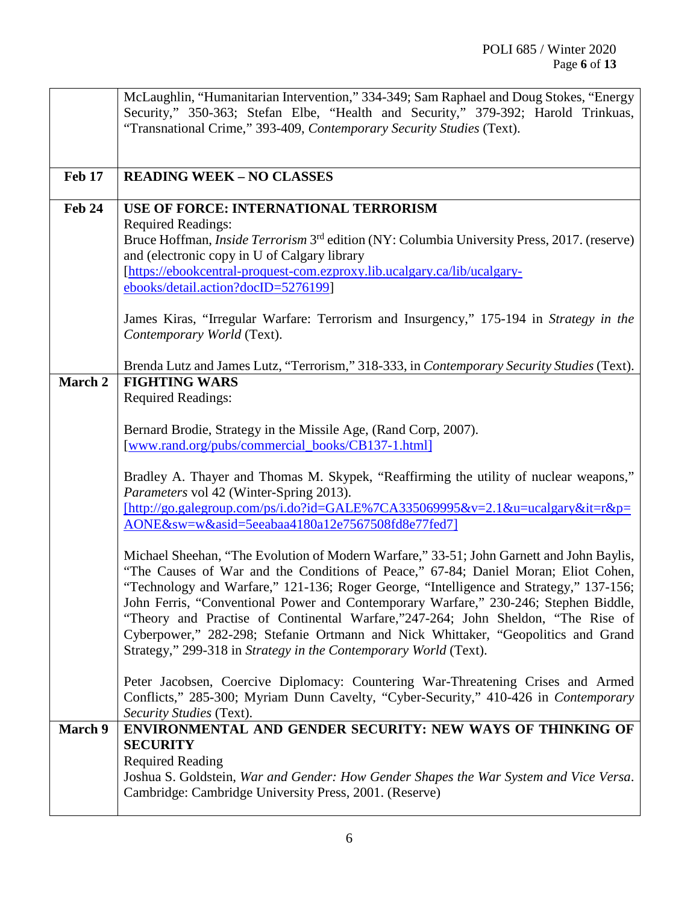| | |
|---|---|
| | McLaughlin, "Humanitarian Intervention," 334-349; Sam Raphael and Doug Stokes, "Energy Security," 350-363; Stefan Elbe, "Health and Security," 379-392; Harold Trinkuas, "Transnational Crime," 393-409, *Contemporary Security Studies* (Text). |
| **Feb 17** | **READING WEEK – NO CLASSES** |
| **Feb 24** | **USE OF FORCE: INTERNATIONAL TERRORISM**<br>Required Readings:<br>Bruce Hoffman, *Inside Terrorism* 3rd edition (NY: Columbia University Press, 2017. (reserve) and (electronic copy in U of Calgary library [https://ebookcentral-proquest-com.ezproxy.lib.ucalgary.ca/lib/ucalgary-ebooks/detail.action?docID=5276199]<br><br>James Kiras, "Irregular Warfare: Terrorism and Insurgency," 175-194 in *Strategy in the Contemporary World* (Text).<br><br>Brenda Lutz and James Lutz, "Terrorism," 318-333, in *Contemporary Security Studies* (Text). |
| **March 2** | **FIGHTING WARS**<br>Required Readings:<br><br>Bernard Brodie, Strategy in the Missile Age, (Rand Corp, 2007). [www.rand.org/pubs/commercial_books/CB137-1.html]<br><br>Bradley A. Thayer and Thomas M. Skypek, "Reaffirming the utility of nuclear weapons," *Parameters* vol 42 (Winter-Spring 2013). [http://go.galegroup.com/ps/i.do?id=GALE%7CA335069995&v=2.1&u=ucalgary&it=r&p=AONE&sw=w&asid=5eeabaa4180a12e7567508fd8e77fed7]<br><br>Michael Sheehan, "The Evolution of Modern Warfare," 33-51; John Garnett and John Baylis, "The Causes of War and the Conditions of Peace," 67-84; Daniel Moran; Eliot Cohen, "Technology and Warfare," 121-136; Roger George, "Intelligence and Strategy," 137-156; John Ferris, "Conventional Power and Contemporary Warfare," 230-246; Stephen Biddle, "Theory and Practise of Continental Warfare,"247-264; John Sheldon, "The Rise of Cyberpower," 282-298; Stefanie Ortmann and Nick Whittaker, "Geopolitics and Grand Strategy," 299-318 in *Strategy in the Contemporary World* (Text).<br><br>Peter Jacobsen, Coercive Diplomacy: Countering War-Threatening Crises and Armed Conflicts," 285-300; Myriam Dunn Cavelty, "Cyber-Security," 410-426 in *Contemporary Security Studies* (Text). |
| **March 9** | **ENVIRONMENTAL AND GENDER SECURITY: NEW WAYS OF THINKING OF SECURITY**<br>Required Reading<br>Joshua S. Goldstein, *War and Gender: How Gender Shapes the War System and Vice Versa*. Cambridge: Cambridge University Press, 2001. (Reserve) |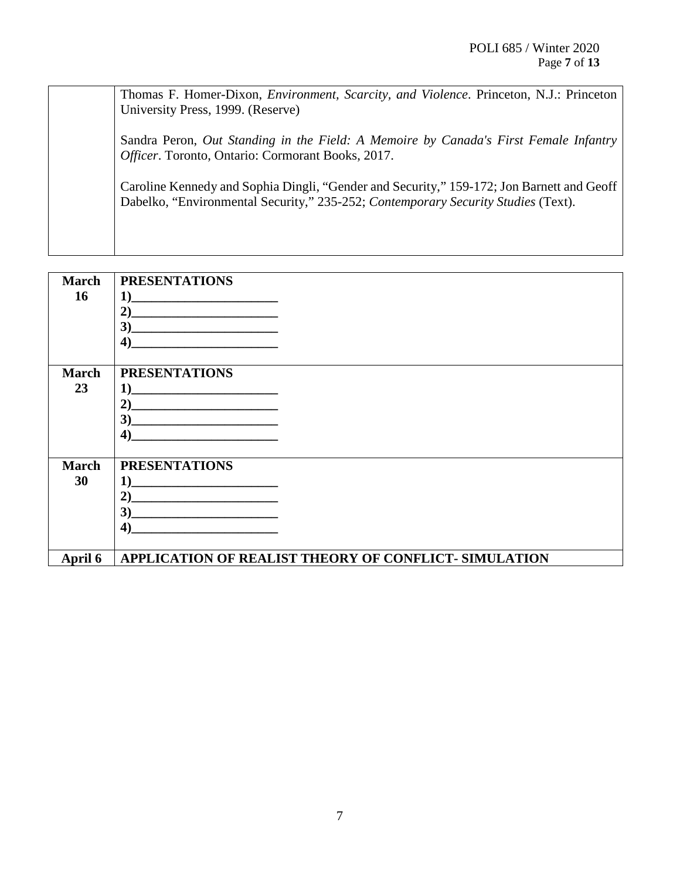| | |
|---|---|
| | Thomas F. Homer-Dixon, *Environment, Scarcity, and Violence*. Princeton, N.J.: Princeton University Press, 1999. (Reserve)<br><br>Sandra Peron, *Out Standing in the Field: A Memoire by Canada's First Female Infantry Officer*. Toronto, Ontario: Cormorant Books, 2017.<br><br>Caroline Kennedy and Sophia Dingli, "Gender and Security," 159-172; Jon Barnett and Geoff Dabelko, "Environmental Security," 235-252; *Contemporary Security Studies* (Text). |

| | |
|---|---|
| **March 16** | **PRESENTATIONS**<br>**1)______________________**<br>**2)______________________**<br>**3)______________________**<br>**4)______________________** |
| **March 23** | **PRESENTATIONS**<br>**1)______________________**<br>**2)______________________**<br>**3)______________________**<br>**4)______________________** |
| **March 30** | **PRESENTATIONS**<br>**1)______________________**<br>**2)______________________**<br>**3)______________________**<br>**4)______________________** |
| **April 6** | **APPLICATION OF REALIST THEORY OF CONFLICT- SIMULATION** |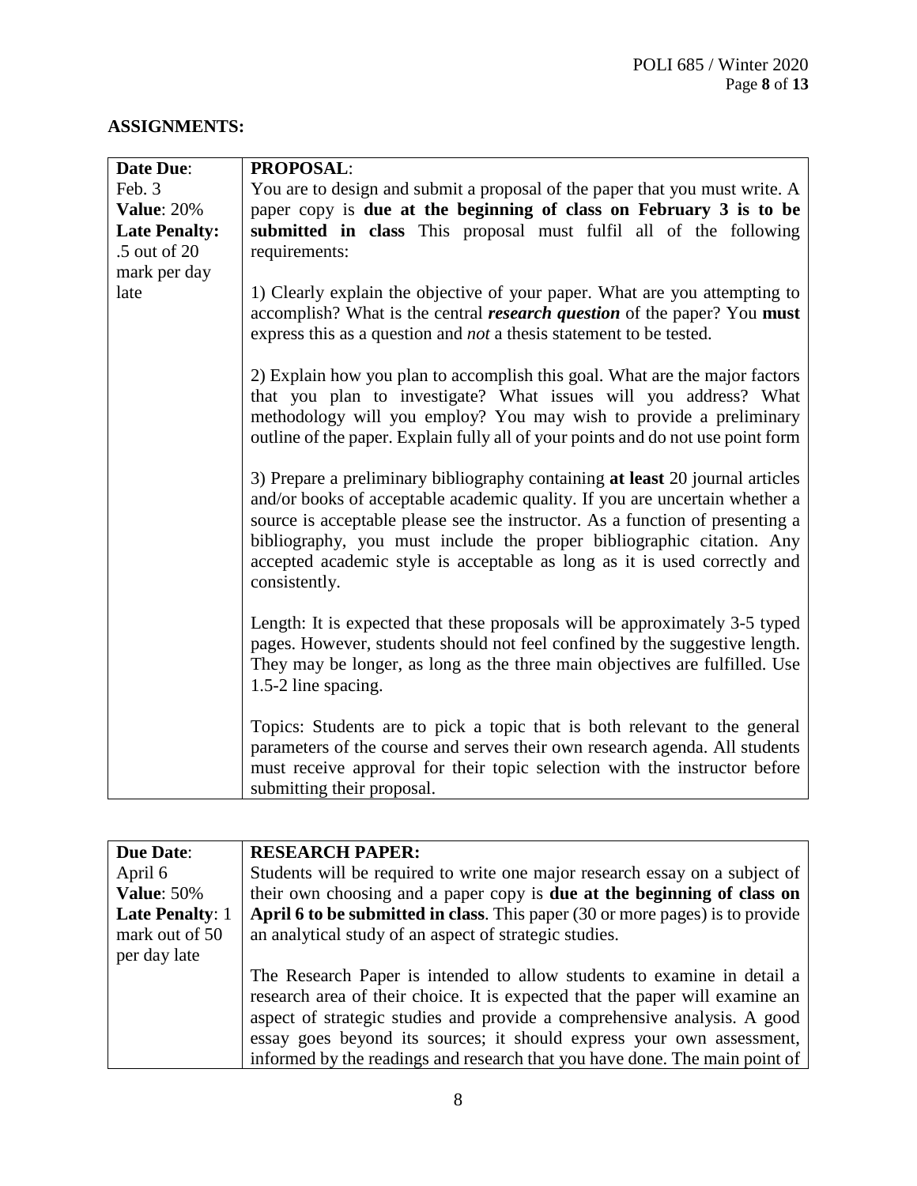## ASSIGNMENTS:

| **Date Due**: Feb. 3<br>**Value**: 20%<br>**Late Penalty:** .5 out of 20 mark per day late | **PROPOSAL**:<br>You are to design and submit a proposal of the paper that you must write. A paper copy is **due at the beginning of class on February 3 is to be submitted in class** This proposal must fulfil all of the following requirements:<br><br>1) Clearly explain the objective of your paper. What are you attempting to accomplish? What is the central ***research question*** of the paper? You **must** express this as a question and *not* a thesis statement to be tested.<br><br>2) Explain how you plan to accomplish this goal. What are the major factors that you plan to investigate? What issues will you address? What methodology will you employ? You may wish to provide a preliminary outline of the paper. Explain fully all of your points and do not use point form<br><br>3) Prepare a preliminary bibliography containing **at least** 20 journal articles and/or books of acceptable academic quality. If you are uncertain whether a source is acceptable please see the instructor. As a function of presenting a bibliography, you must include the proper bibliographic citation. Any accepted academic style is acceptable as long as it is used correctly and consistently.<br><br>Length: It is expected that these proposals will be approximately 3-5 typed pages. However, students should not feel confined by the suggestive length. They may be longer, as long as the three main objectives are fulfilled. Use 1.5-2 line spacing.<br><br>Topics: Students are to pick a topic that is both relevant to the general parameters of the course and serves their own research agenda. All students must receive approval for their topic selection with the instructor before submitting their proposal. |
|---|---|

| **Due Date**: April 6<br>**Value**: 50%<br>**Late Penalty**: 1 mark out of 50 per day late | **RESEARCH PAPER:**<br>Students will be required to write one major research essay on a subject of their own choosing and a paper copy is **due at the beginning of class on April 6 to be submitted in class**. This paper (30 or more pages) is to provide an analytical study of an aspect of strategic studies.<br><br>The Research Paper is intended to allow students to examine in detail a research area of their choice. It is expected that the paper will examine an aspect of strategic studies and provide a comprehensive analysis. A good essay goes beyond its sources; it should express your own assessment, informed by the readings and research that you have done. The main point of |
|---|---|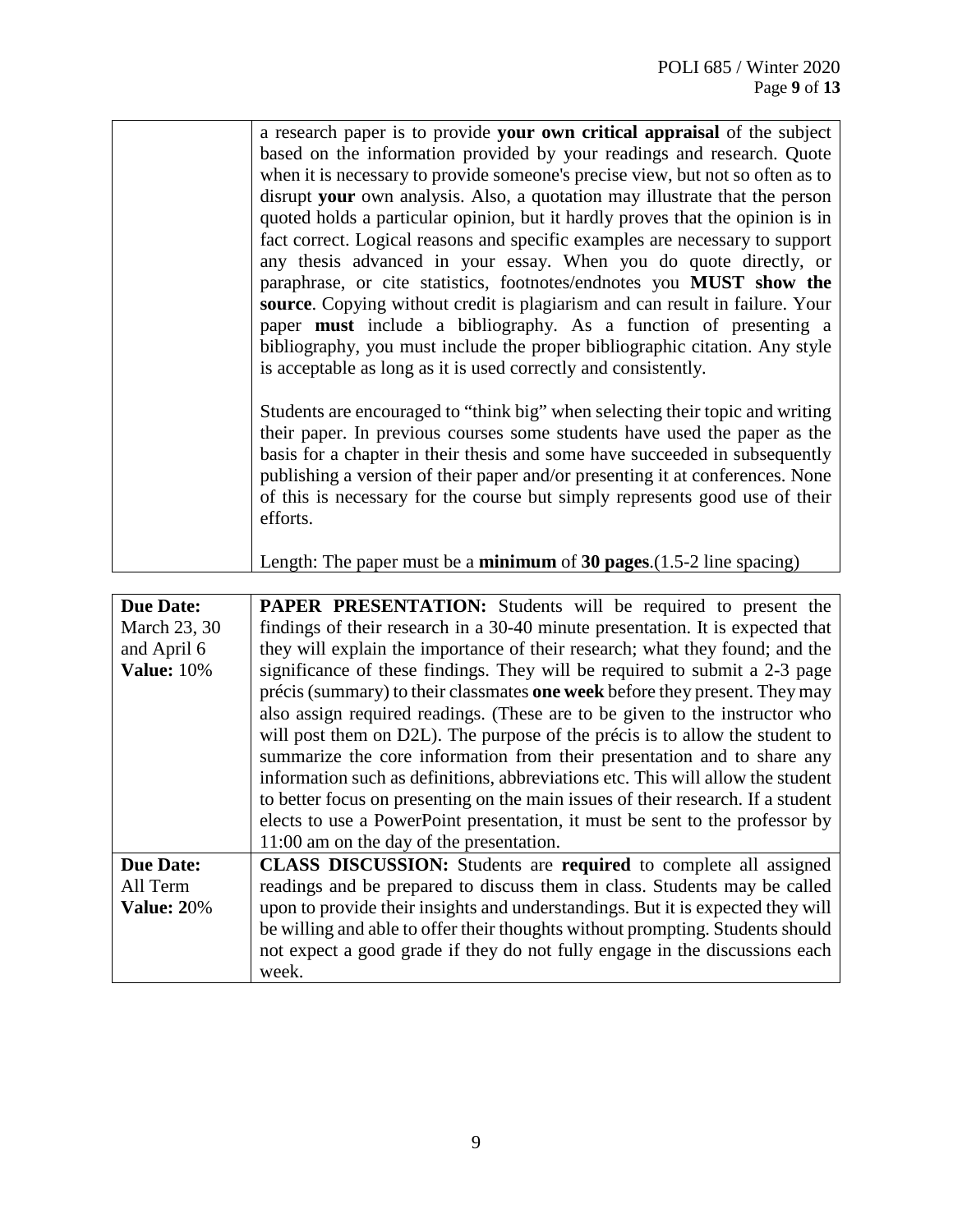| | |
|---|---|
| | a research paper is to provide **your own critical appraisal** of the subject based on the information provided by your readings and research. Quote when it is necessary to provide someone's precise view, but not so often as to disrupt **your** own analysis. Also, a quotation may illustrate that the person quoted holds a particular opinion, but it hardly proves that the opinion is in fact correct. Logical reasons and specific examples are necessary to support any thesis advanced in your essay. When you do quote directly, or paraphrase, or cite statistics, footnotes/endnotes you **MUST show the source**. Copying without credit is plagiarism and can result in failure. Your paper **must** include a bibliography. As a function of presenting a bibliography, you must include the proper bibliographic citation. Any style is acceptable as long as it is used correctly and consistently.<br><br>Students are encouraged to "think big" when selecting their topic and writing their paper. In previous courses some students have used the paper as the basis for a chapter in their thesis and some have succeeded in subsequently publishing a version of their paper and/or presenting it at conferences. None of this is necessary for the course but simply represents good use of their efforts.<br><br>Length: The paper must be a **minimum** of **30 pages**.(1.5-2 line spacing) |

| | |
|---|---|
| **Due Date:** March 23, 30 and April 6 **Value:** 10% | **PAPER PRESENTATION:** Students will be required to present the findings of their research in a 30-40 minute presentation. It is expected that they will explain the importance of their research; what they found; and the significance of these findings. They will be required to submit a 2-3 page précis (summary) to their classmates **one week** before they present. They may also assign required readings. (These are to be given to the instructor who will post them on D2L). The purpose of the précis is to allow the student to summarize the core information from their presentation and to share any information such as definitions, abbreviations etc. This will allow the student to better focus on presenting on the main issues of their research. If a student elects to use a PowerPoint presentation, it must be sent to the professor by 11:00 am on the day of the presentation. |
| **Due Date:** All Term **Value: 2**0% | **CLASS DISCUSSION:** Students are **required** to complete all assigned readings and be prepared to discuss them in class. Students may be called upon to provide their insights and understandings. But it is expected they will be willing and able to offer their thoughts without prompting. Students should not expect a good grade if they do not fully engage in the discussions each week. |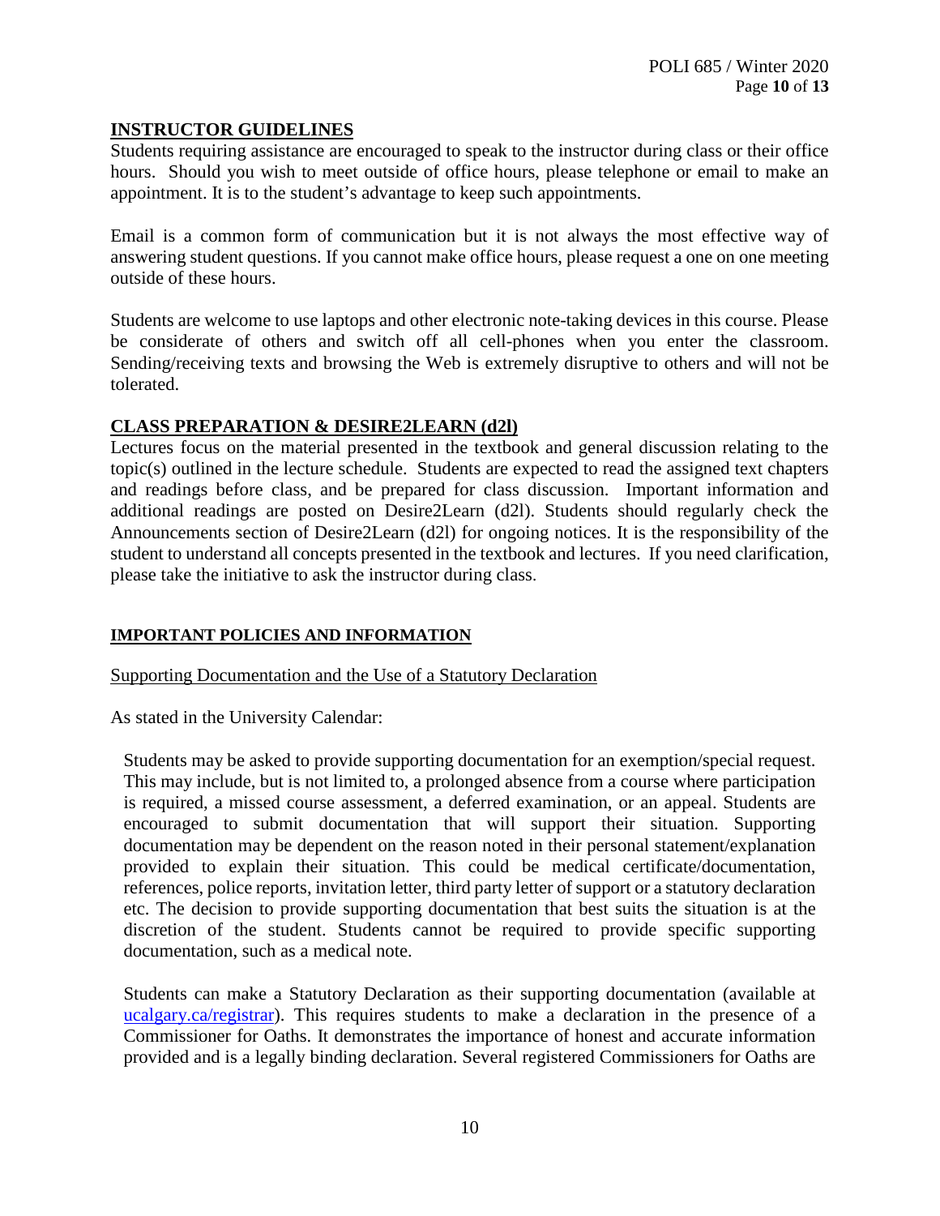## INSTRUCTOR GUIDELINES

Students requiring assistance are encouraged to speak to the instructor during class or their office hours. Should you wish to meet outside of office hours, please telephone or email to make an appointment. It is to the student's advantage to keep such appointments.

Email is a common form of communication but it is not always the most effective way of answering student questions. If you cannot make office hours, please request a one on one meeting outside of these hours.

Students are welcome to use laptops and other electronic note-taking devices in this course. Please be considerate of others and switch off all cell-phones when you enter the classroom. Sending/receiving texts and browsing the Web is extremely disruptive to others and will not be tolerated.

## CLASS PREPARATION & DESIRE2LEARN (d2l)

Lectures focus on the material presented in the textbook and general discussion relating to the topic(s) outlined in the lecture schedule. Students are expected to read the assigned text chapters and readings before class, and be prepared for class discussion. Important information and additional readings are posted on Desire2Learn (d2l). Students should regularly check the Announcements section of Desire2Learn (d2l) for ongoing notices. It is the responsibility of the student to understand all concepts presented in the textbook and lectures. If you need clarification, please take the initiative to ask the instructor during class.

## IMPORTANT POLICIES AND INFORMATION

### Supporting Documentation and the Use of a Statutory Declaration

As stated in the University Calendar:

> Students may be asked to provide supporting documentation for an exemption/special request. This may include, but is not limited to, a prolonged absence from a course where participation is required, a missed course assessment, a deferred examination, or an appeal. Students are encouraged to submit documentation that will support their situation. Supporting documentation may be dependent on the reason noted in their personal statement/explanation provided to explain their situation. This could be medical certificate/documentation, references, police reports, invitation letter, third party letter of support or a statutory declaration etc. The decision to provide supporting documentation that best suits the situation is at the discretion of the student. Students cannot be required to provide specific supporting documentation, such as a medical note.
>
> Students can make a Statutory Declaration as their supporting documentation (available at ucalgary.ca/registrar). This requires students to make a declaration in the presence of a Commissioner for Oaths. It demonstrates the importance of honest and accurate information provided and is a legally binding declaration. Several registered Commissioners for Oaths are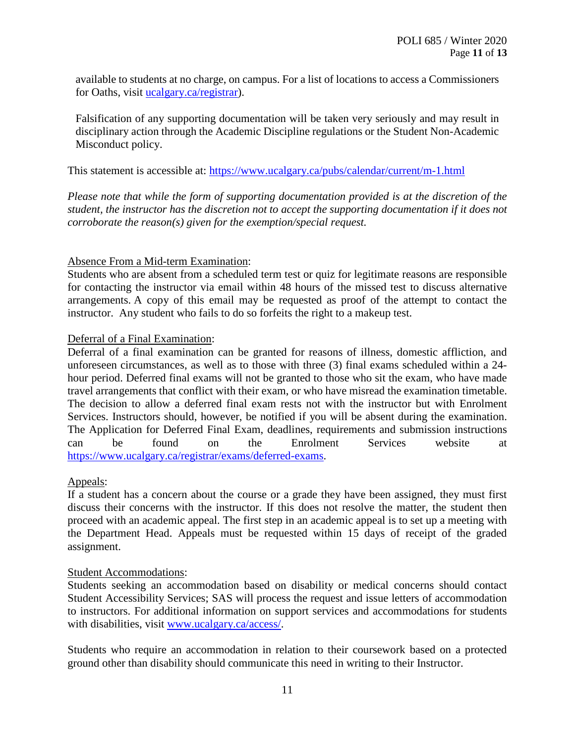available to students at no charge, on campus. For a list of locations to access a Commissioners for Oaths, visit [ucalgary.ca/registrar](ucalgary.ca/registrar)).

Falsification of any supporting documentation will be taken very seriously and may result in disciplinary action through the Academic Discipline regulations or the Student Non-Academic Misconduct policy.

This statement is accessible at: https://www.ucalgary.ca/pubs/calendar/current/m-1.html

*Please note that while the form of supporting documentation provided is at the discretion of the student, the instructor has the discretion not to accept the supporting documentation if it does not corroborate the reason(s) given for the exemption/special request.*

<u>Absence From a Mid-term Examination</u>:
Students who are absent from a scheduled term test or quiz for legitimate reasons are responsible for contacting the instructor via email within 48 hours of the missed test to discuss alternative arrangements. A copy of this email may be requested as proof of the attempt to contact the instructor. Any student who fails to do so forfeits the right to a makeup test.

<u>Deferral of a Final Examination</u>:
Deferral of a final examination can be granted for reasons of illness, domestic affliction, and unforeseen circumstances, as well as to those with three (3) final exams scheduled within a 24-hour period. Deferred final exams will not be granted to those who sit the exam, who have made travel arrangements that conflict with their exam, or who have misread the examination timetable. The decision to allow a deferred final exam rests not with the instructor but with Enrolment Services. Instructors should, however, be notified if you will be absent during the examination. The Application for Deferred Final Exam, deadlines, requirements and submission instructions can be found on the Enrolment Services website at https://www.ucalgary.ca/registrar/exams/deferred-exams.

<u>Appeals</u>:
If a student has a concern about the course or a grade they have been assigned, they must first discuss their concerns with the instructor. If this does not resolve the matter, the student then proceed with an academic appeal. The first step in an academic appeal is to set up a meeting with the Department Head. Appeals must be requested within 15 days of receipt of the graded assignment.

<u>Student Accommodations</u>:
Students seeking an accommodation based on disability or medical concerns should contact Student Accessibility Services; SAS will process the request and issue letters of accommodation to instructors. For additional information on support services and accommodations for students with disabilities, visit [www.ucalgary.ca/access/](www.ucalgary.ca/access/).

Students who require an accommodation in relation to their coursework based on a protected ground other than disability should communicate this need in writing to their Instructor.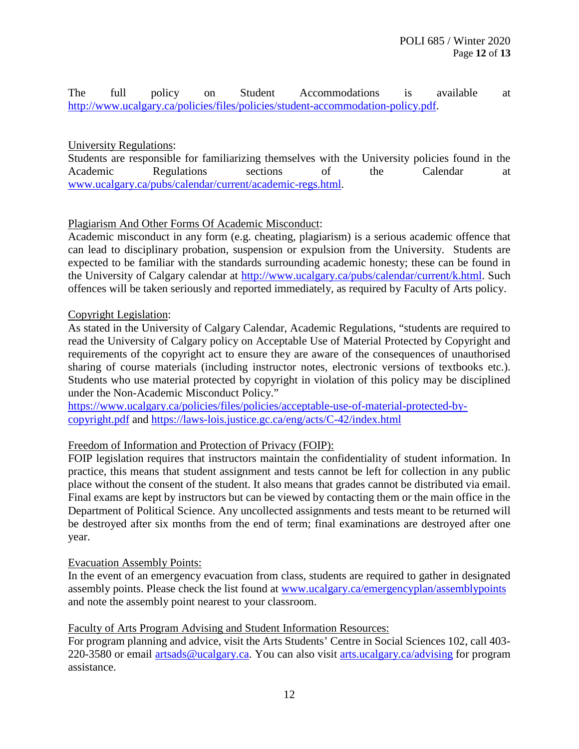The full policy on Student Accommodations is available at [http://www.ucalgary.ca/policies/files/policies/student-accommodation-policy.pdf](http://www.ucalgary.ca/policies/files/policies/student-accommodation-policy.pdf).

University Regulations:
Students are responsible for familiarizing themselves with the University policies found in the Academic Regulations sections of the Calendar at [www.ucalgary.ca/pubs/calendar/current/academic-regs.html](www.ucalgary.ca/pubs/calendar/current/academic-regs.html).

Plagiarism And Other Forms Of Academic Misconduct:
Academic misconduct in any form (e.g. cheating, plagiarism) is a serious academic offence that can lead to disciplinary probation, suspension or expulsion from the University. Students are expected to be familiar with the standards surrounding academic honesty; these can be found in the University of Calgary calendar at [http://www.ucalgary.ca/pubs/calendar/current/k.html](http://www.ucalgary.ca/pubs/calendar/current/k.html). Such offences will be taken seriously and reported immediately, as required by Faculty of Arts policy.

Copyright Legislation:
As stated in the University of Calgary Calendar, Academic Regulations, "students are required to read the University of Calgary policy on Acceptable Use of Material Protected by Copyright and requirements of the copyright act to ensure they are aware of the consequences of unauthorised sharing of course materials (including instructor notes, electronic versions of textbooks etc.). Students who use material protected by copyright in violation of this policy may be disciplined under the Non-Academic Misconduct Policy."
[https://www.ucalgary.ca/policies/files/policies/acceptable-use-of-material-protected-by-copyright.pdf](https://www.ucalgary.ca/policies/files/policies/acceptable-use-of-material-protected-by-copyright.pdf) and [https://laws-lois.justice.gc.ca/eng/acts/C-42/index.html](https://laws-lois.justice.gc.ca/eng/acts/C-42/index.html)

Freedom of Information and Protection of Privacy (FOIP):
FOIP legislation requires that instructors maintain the confidentiality of student information. In practice, this means that student assignment and tests cannot be left for collection in any public place without the consent of the student. It also means that grades cannot be distributed via email. Final exams are kept by instructors but can be viewed by contacting them or the main office in the Department of Political Science. Any uncollected assignments and tests meant to be returned will be destroyed after six months from the end of term; final examinations are destroyed after one year.

Evacuation Assembly Points:
In the event of an emergency evacuation from class, students are required to gather in designated assembly points. Please check the list found at [www.ucalgary.ca/emergencyplan/assemblypoints](www.ucalgary.ca/emergencyplan/assemblypoints) and note the assembly point nearest to your classroom.

Faculty of Arts Program Advising and Student Information Resources:
For program planning and advice, visit the Arts Students' Centre in Social Sciences 102, call 403-220-3580 or email [artsads@ucalgary.ca](mailto:artsads@ucalgary.ca). You can also visit [arts.ucalgary.ca/advising](arts.ucalgary.ca/advising) for program assistance.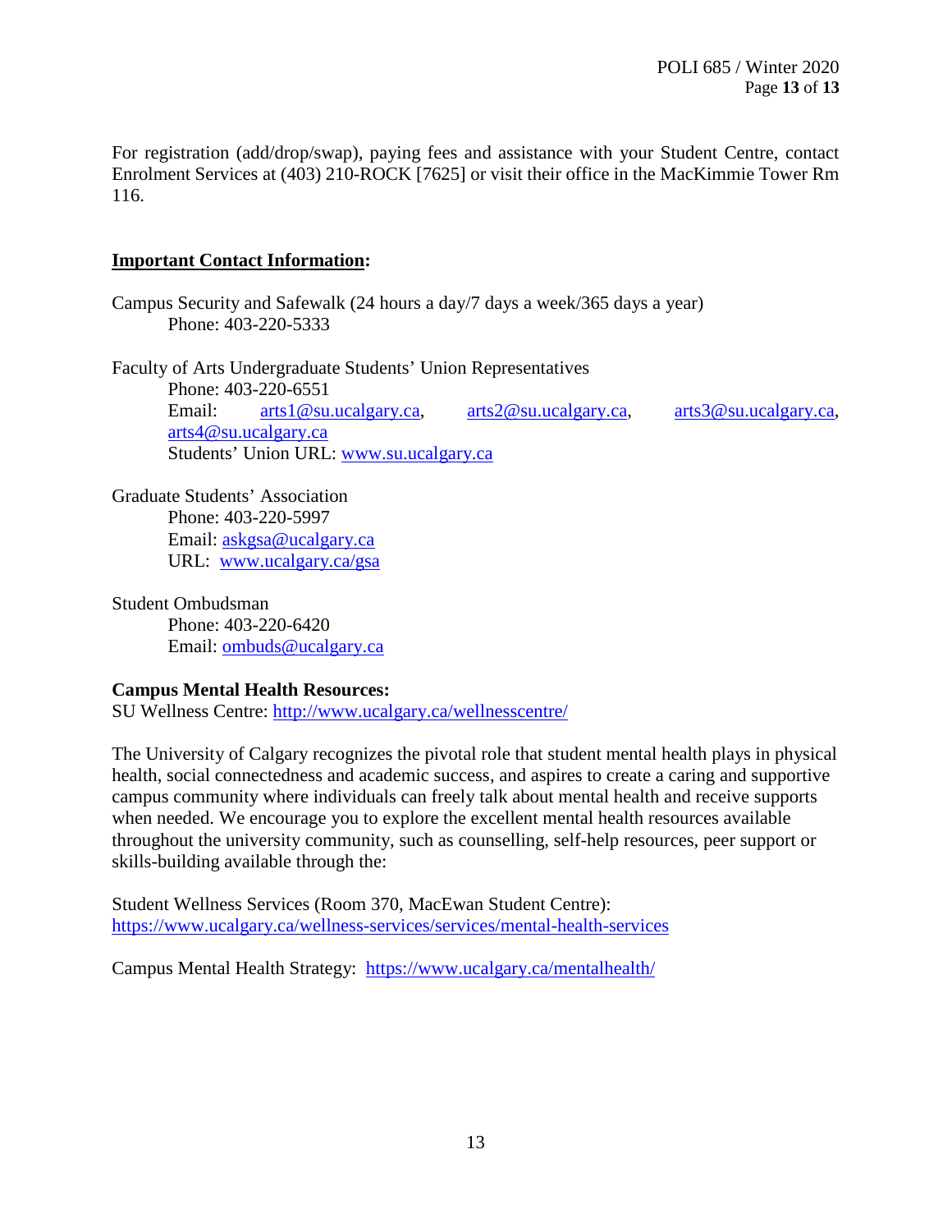For registration (add/drop/swap), paying fees and assistance with your Student Centre, contact Enrolment Services at (403) 210-ROCK [7625] or visit their office in the MacKimmie Tower Rm 116.

**Important Contact Information:**

Campus Security and Safewalk (24 hours a day/7 days a week/365 days a year)
Phone: 403-220-5333

Faculty of Arts Undergraduate Students' Union Representatives
Phone: 403-220-6551
Email: arts1@su.ucalgary.ca, arts2@su.ucalgary.ca, arts3@su.ucalgary.ca, arts4@su.ucalgary.ca
Students' Union URL: www.su.ucalgary.ca

Graduate Students' Association
Phone: 403-220-5997
Email: askgsa@ucalgary.ca
URL: www.ucalgary.ca/gsa

Student Ombudsman
Phone: 403-220-6420
Email: ombuds@ucalgary.ca

**Campus Mental Health Resources:**
SU Wellness Centre: http://www.ucalgary.ca/wellnesscentre/

The University of Calgary recognizes the pivotal role that student mental health plays in physical health, social connectedness and academic success, and aspires to create a caring and supportive campus community where individuals can freely talk about mental health and receive supports when needed. We encourage you to explore the excellent mental health resources available throughout the university community, such as counselling, self-help resources, peer support or skills-building available through the:

Student Wellness Services (Room 370, MacEwan Student Centre):
https://www.ucalgary.ca/wellness-services/services/mental-health-services

Campus Mental Health Strategy: https://www.ucalgary.ca/mentalhealth/